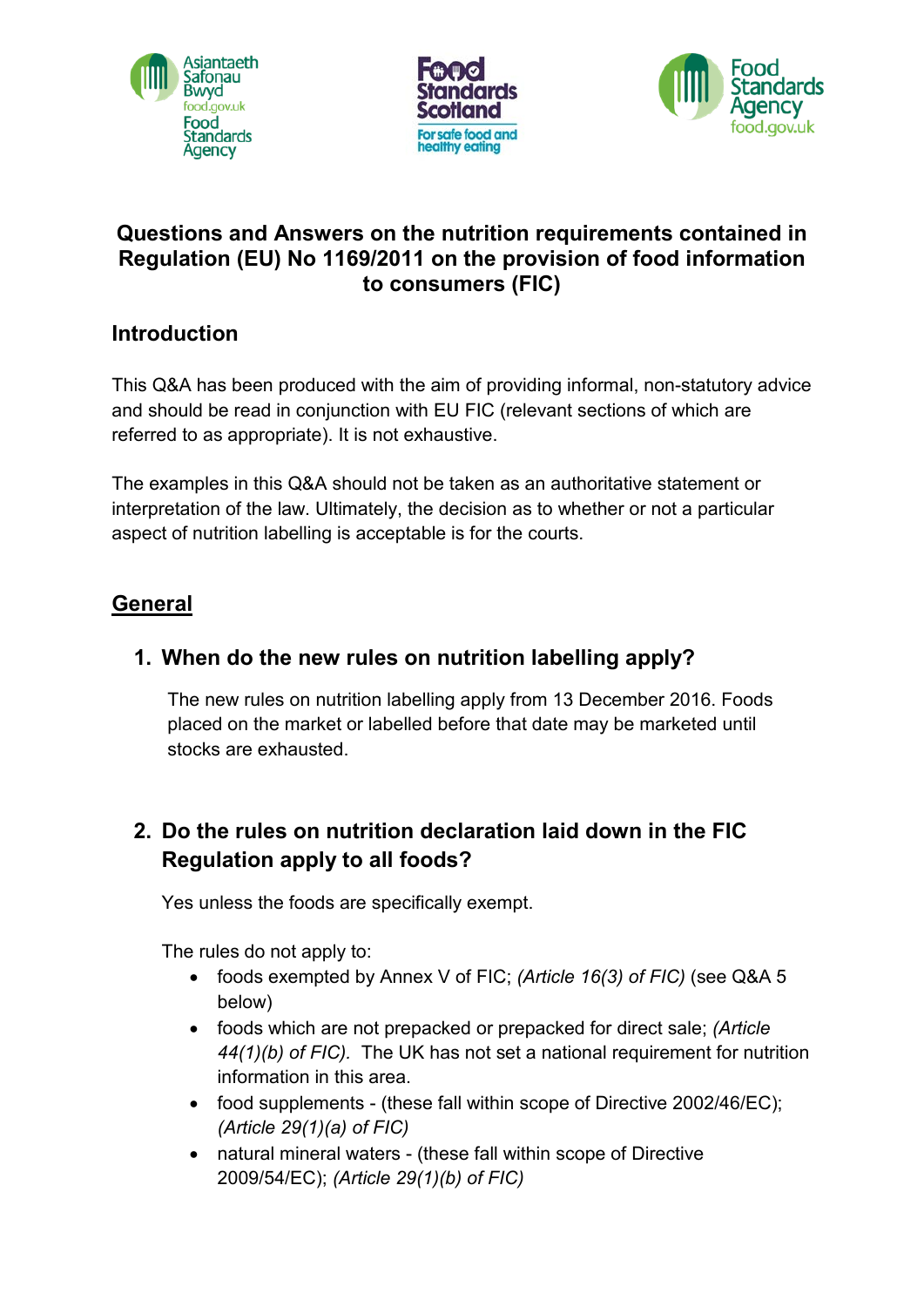# Questions and Answers on the nutrition requirements contained in Regulation (EU) No 1169/2011 on the provision of food information to consumers (FIC)

## Introduction

This Q&A has been produced with the aim of providing informal, non-statutory advice and should be read in conjunction with EU FIC (relevant sections of which are referred to as appropriate). It is not exhaustive.

The examples in this Q&A should not be taken as an authoritative statement or interpretation of the law. Ultimately, the decision as to whether or not a particular aspect of nutrition labelling is acceptable is for the courts.

## General

### 1. When do the new rules on nutrition labelling apply?

The new rules on nutrition labelling apply from 13 December 2016. Foods placed on the market or labelled before that date may be marketed until stocks are exhausted.

### 2. Do the rules on nutrition declaration laid down in the FIC Regulation apply to all foods?

Yes unless the foods are specifically exempt.

The rules do not apply to:

- foods exempted by Annex V of FIC; *(Article 16(3) of FIC)* (see Q&A 5 below)
- foods which are not prepacked or prepacked for direct sale; *(Article 44(1)(b) of FIC).* The UK has not set a national requirement for nutrition information in this area.
- food supplements - (these fall within scope of Directive 2002/46/EC); *(Article 29(1)(a) of FIC)*
- natural mineral waters - (these fall within scope of Directive 2009/54/EC); *(Article 29(1)(b) of FIC)*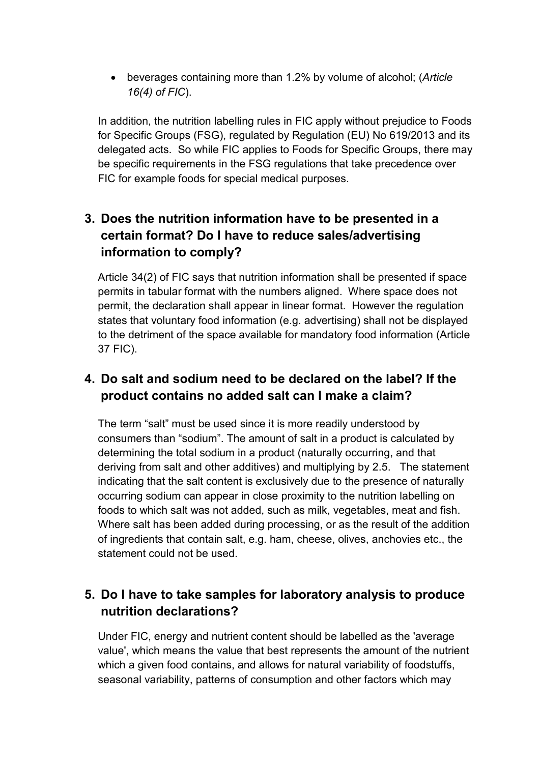- beverages containing more than 1.2% by volume of alcohol; (*Article 16(4) of FIC*).

In addition, the nutrition labelling rules in FIC apply without prejudice to Foods for Specific Groups (FSG), regulated by Regulation (EU) No 619/2013 and its delegated acts. So while FIC applies to Foods for Specific Groups, there may be specific requirements in the FSG regulations that take precedence over FIC for example foods for special medical purposes.

## 3. Does the nutrition information have to be presented in a certain format? Do I have to reduce sales/advertising information to comply?

Article 34(2) of FIC says that nutrition information shall be presented if space permits in tabular format with the numbers aligned. Where space does not permit, the declaration shall appear in linear format. However the regulation states that voluntary food information (e.g. advertising) shall not be displayed to the detriment of the space available for mandatory food information (Article 37 FIC).

## 4. Do salt and sodium need to be declared on the label? If the product contains no added salt can I make a claim?

The term "salt" must be used since it is more readily understood by consumers than "sodium". The amount of salt in a product is calculated by determining the total sodium in a product (naturally occurring, and that deriving from salt and other additives) and multiplying by 2.5. The statement indicating that the salt content is exclusively due to the presence of naturally occurring sodium can appear in close proximity to the nutrition labelling on foods to which salt was not added, such as milk, vegetables, meat and fish. Where salt has been added during processing, or as the result of the addition of ingredients that contain salt, e.g. ham, cheese, olives, anchovies etc., the statement could not be used.

## 5. Do I have to take samples for laboratory analysis to produce nutrition declarations?

Under FIC, energy and nutrient content should be labelled as the 'average value', which means the value that best represents the amount of the nutrient which a given food contains, and allows for natural variability of foodstuffs, seasonal variability, patterns of consumption and other factors which may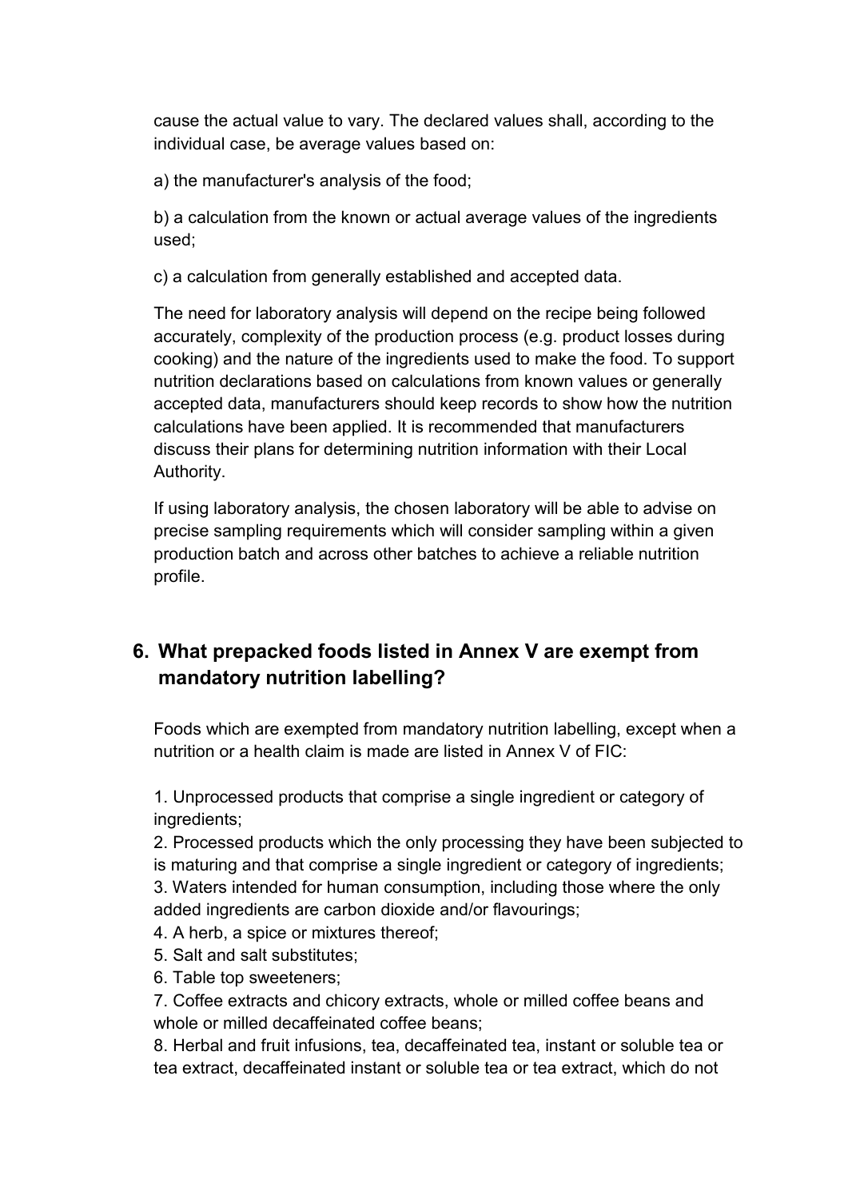cause the actual value to vary. The declared values shall, according to the individual case, be average values based on:

a) the manufacturer's analysis of the food;

b) a calculation from the known or actual average values of the ingredients used;

c) a calculation from generally established and accepted data.

The need for laboratory analysis will depend on the recipe being followed accurately, complexity of the production process (e.g. product losses during cooking) and the nature of the ingredients used to make the food. To support nutrition declarations based on calculations from known values or generally accepted data, manufacturers should keep records to show how the nutrition calculations have been applied. It is recommended that manufacturers discuss their plans for determining nutrition information with their Local Authority.

If using laboratory analysis, the chosen laboratory will be able to advise on precise sampling requirements which will consider sampling within a given production batch and across other batches to achieve a reliable nutrition profile.

## 6. What prepacked foods listed in Annex V are exempt from mandatory nutrition labelling?

Foods which are exempted from mandatory nutrition labelling, except when a nutrition or a health claim is made are listed in Annex V of FIC:

1. Unprocessed products that comprise a single ingredient or category of ingredients;
2. Processed products which the only processing they have been subjected to is maturing and that comprise a single ingredient or category of ingredients;
3. Waters intended for human consumption, including those where the only added ingredients are carbon dioxide and/or flavourings;
4. A herb, a spice or mixtures thereof;
5. Salt and salt substitutes;
6. Table top sweeteners;
7. Coffee extracts and chicory extracts, whole or milled coffee beans and whole or milled decaffeinated coffee beans;
8. Herbal and fruit infusions, tea, decaffeinated tea, instant or soluble tea or tea extract, decaffeinated instant or soluble tea or tea extract, which do not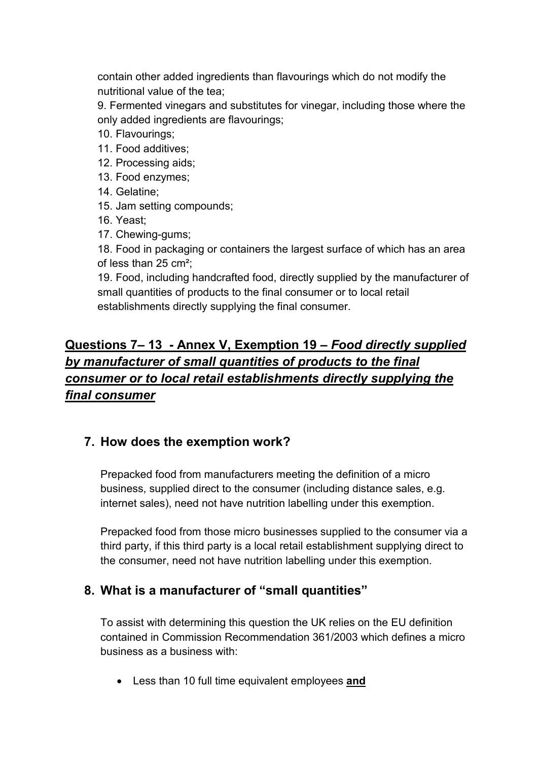contain other added ingredients than flavourings which do not modify the nutritional value of the tea;

9. Fermented vinegars and substitutes for vinegar, including those where the only added ingredients are flavourings;
10. Flavourings;
11. Food additives;
12. Processing aids;
13. Food enzymes;
14. Gelatine;
15. Jam setting compounds;
16. Yeast;
17. Chewing-gums;
18. Food in packaging or containers the largest surface of which has an area of less than 25 cm²;
19. Food, including handcrafted food, directly supplied by the manufacturer of small quantities of products to the final consumer or to local retail establishments directly supplying the final consumer.

## Questions 7– 13 - Annex V, Exemption 19 – *Food directly supplied by manufacturer of small quantities of products to the final consumer or to local retail establishments directly supplying the final consumer*

### 7. How does the exemption work?

Prepacked food from manufacturers meeting the definition of a micro business, supplied direct to the consumer (including distance sales, e.g. internet sales), need not have nutrition labelling under this exemption.

Prepacked food from those micro businesses supplied to the consumer via a third party, if this third party is a local retail establishment supplying direct to the consumer, need not have nutrition labelling under this exemption.

### 8. What is a manufacturer of "small quantities"

To assist with determining this question the UK relies on the EU definition contained in Commission Recommendation 361/2003 which defines a micro business as a business with:

- Less than 10 full time equivalent employees **and**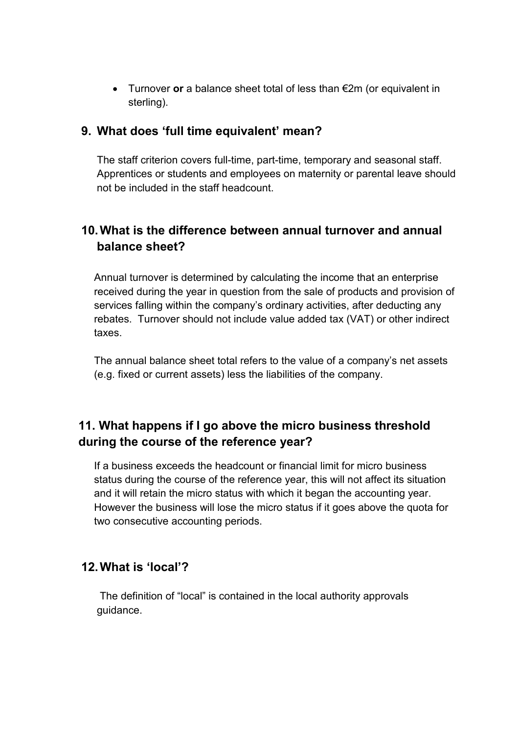- Turnover **or** a balance sheet total of less than €2m (or equivalent in sterling).

## 9. What does 'full time equivalent' mean?

The staff criterion covers full-time, part-time, temporary and seasonal staff. Apprentices or students and employees on maternity or parental leave should not be included in the staff headcount.

## 10. What is the difference between annual turnover and annual balance sheet?

Annual turnover is determined by calculating the income that an enterprise received during the year in question from the sale of products and provision of services falling within the company's ordinary activities, after deducting any rebates. Turnover should not include value added tax (VAT) or other indirect taxes.

The annual balance sheet total refers to the value of a company's net assets (e.g. fixed or current assets) less the liabilities of the company.

## 11. What happens if I go above the micro business threshold during the course of the reference year?

If a business exceeds the headcount or financial limit for micro business status during the course of the reference year, this will not affect its situation and it will retain the micro status with which it began the accounting year. However the business will lose the micro status if it goes above the quota for two consecutive accounting periods.

## 12. What is 'local'?

The definition of "local" is contained in the local authority approvals guidance.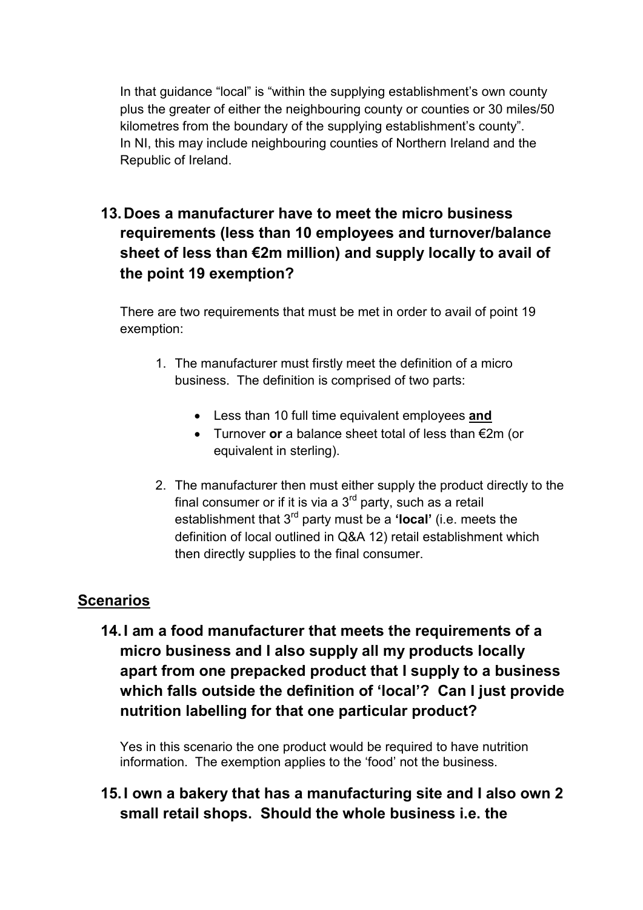In that guidance "local" is "within the supplying establishment's own county plus the greater of either the neighbouring county or counties or 30 miles/50 kilometres from the boundary of the supplying establishment's county". In NI, this may include neighbouring counties of Northern Ireland and the Republic of Ireland.

## 13. Does a manufacturer have to meet the micro business requirements (less than 10 employees and turnover/balance sheet of less than €2m million) and supply locally to avail of the point 19 exemption?

There are two requirements that must be met in order to avail of point 19 exemption:

1. The manufacturer must firstly meet the definition of a micro business. The definition is comprised of two parts:
   - Less than 10 full time equivalent employees **and**
   - Turnover **or** a balance sheet total of less than €2m (or equivalent in sterling).
2. The manufacturer then must either supply the product directly to the final consumer or if it is via a 3rd party, such as a retail establishment that 3rd party must be a **'local'** (i.e. meets the definition of local outlined in Q&A 12) retail establishment which then directly supplies to the final consumer.

## Scenarios

## 14. I am a food manufacturer that meets the requirements of a micro business and I also supply all my products locally apart from one prepacked product that I supply to a business which falls outside the definition of 'local'? Can I just provide nutrition labelling for that one particular product?

Yes in this scenario the one product would be required to have nutrition information. The exemption applies to the 'food' not the business.

## 15. I own a bakery that has a manufacturing site and I also own 2 small retail shops. Should the whole business i.e. the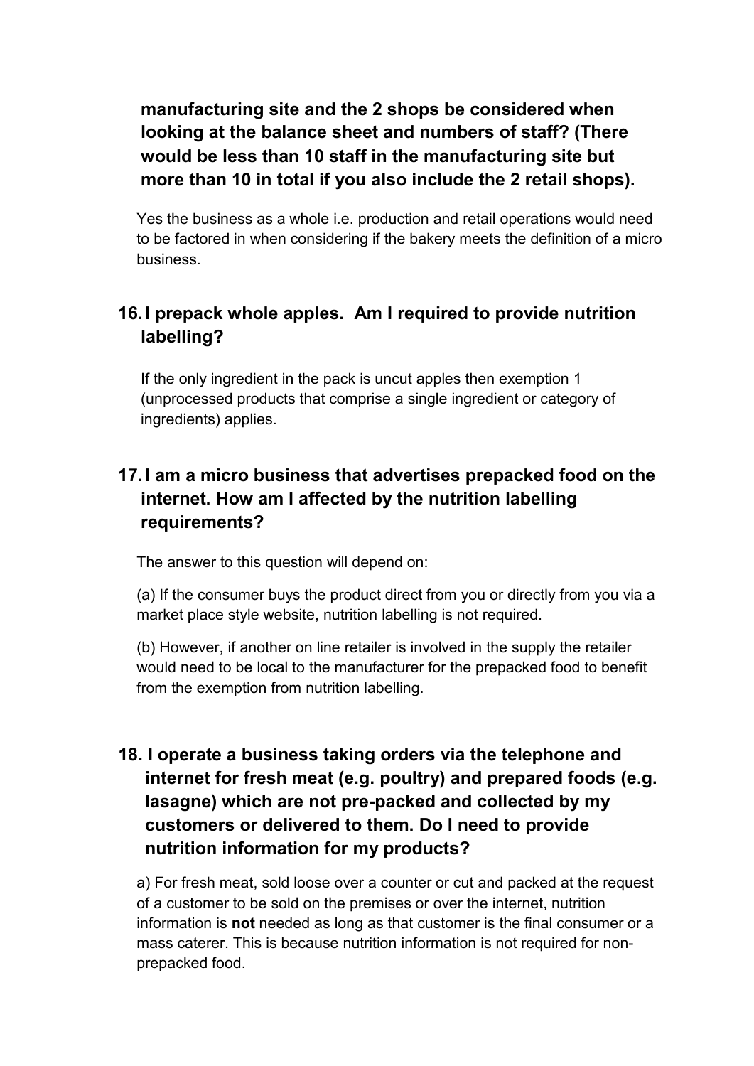**manufacturing site and the 2 shops be considered when looking at the balance sheet and numbers of staff? (There would be less than 10 staff in the manufacturing site but more than 10 in total if you also include the 2 retail shops).**

Yes the business as a whole i.e. production and retail operations would need to be factored in when considering if the bakery meets the definition of a micro business.

## 16. I prepack whole apples. Am I required to provide nutrition labelling?

If the only ingredient in the pack is uncut apples then exemption 1 (unprocessed products that comprise a single ingredient or category of ingredients) applies.

## 17. I am a micro business that advertises prepacked food on the internet. How am I affected by the nutrition labelling requirements?

The answer to this question will depend on:

(a) If the consumer buys the product direct from you or directly from you via a market place style website, nutrition labelling is not required.

(b) However, if another on line retailer is involved in the supply the retailer would need to be local to the manufacturer for the prepacked food to benefit from the exemption from nutrition labelling.

## 18. I operate a business taking orders via the telephone and internet for fresh meat (e.g. poultry) and prepared foods (e.g. lasagne) which are not pre-packed and collected by my customers or delivered to them. Do I need to provide nutrition information for my products?

a) For fresh meat, sold loose over a counter or cut and packed at the request of a customer to be sold on the premises or over the internet, nutrition information is **not** needed as long as that customer is the final consumer or a mass caterer. This is because nutrition information is not required for non-prepacked food.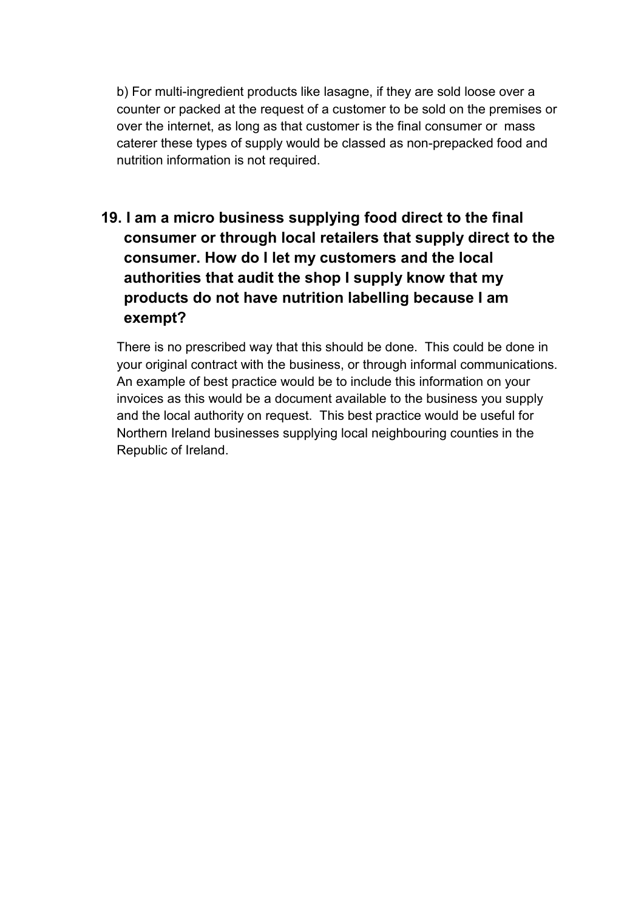b) For multi-ingredient products like lasagne, if they are sold loose over a counter or packed at the request of a customer to be sold on the premises or over the internet, as long as that customer is the final consumer or mass caterer these types of supply would be classed as non-prepacked food and nutrition information is not required.

## 19. I am a micro business supplying food direct to the final consumer or through local retailers that supply direct to the consumer. How do I let my customers and the local authorities that audit the shop I supply know that my products do not have nutrition labelling because I am exempt?

There is no prescribed way that this should be done. This could be done in your original contract with the business, or through informal communications. An example of best practice would be to include this information on your invoices as this would be a document available to the business you supply and the local authority on request. This best practice would be useful for Northern Ireland businesses supplying local neighbouring counties in the Republic of Ireland.